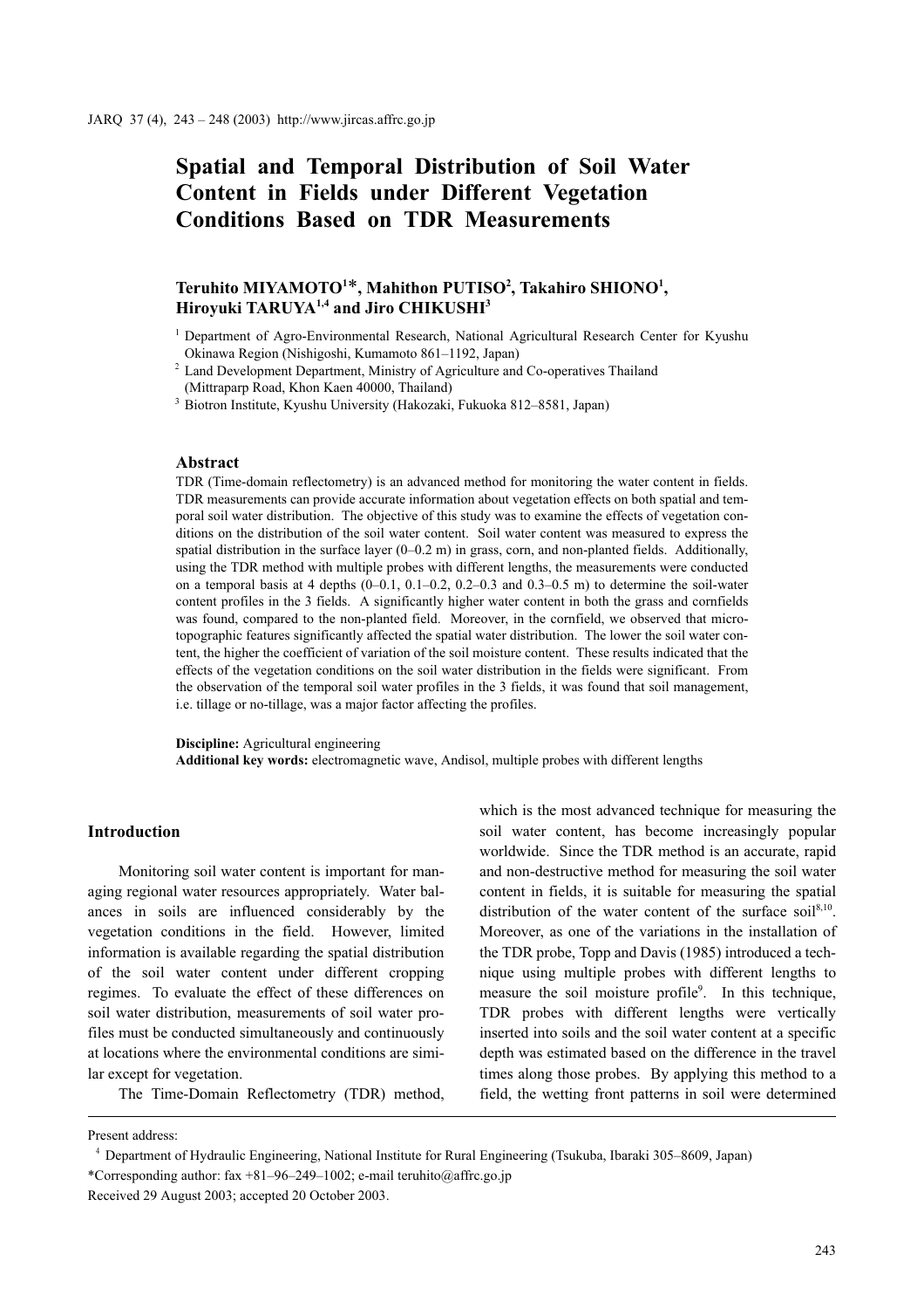# Spatial and Temporal Distribution of Soil Water Content in Fields under Different Vegetation Conditions Based on TDR Measurements

**Teruhito MIYAMOTO[1]\*, Mahithon PUTISO[2], Takahiro SHIONO[1], Hiroyuki TARUYA[1,4] and Jiro CHIKUSHI[3]**

[1] Department of Agro-Environmental Research, National Agricultural Research Center for Kyushu Okinawa Region (Nishigoshi, Kumamoto 861–1192, Japan)

[2] Land Development Department, Ministry of Agriculture and Co-operatives Thailand (Mittraparp Road, Khon Kaen 40000, Thailand)

[3] Biotron Institute, Kyushu University (Hakozaki, Fukuoka 812–8581, Japan)

## Abstract

TDR (Time-domain reflectometry) is an advanced method for monitoring the water content in fields. TDR measurements can provide accurate information about vegetation effects on both spatial and temporal soil water distribution. The objective of this study was to examine the effects of vegetation conditions on the distribution of the soil water content. Soil water content was measured to express the spatial distribution in the surface layer (0–0.2 m) in grass, corn, and non-planted fields. Additionally, using the TDR method with multiple probes with different lengths, the measurements were conducted on a temporal basis at 4 depths (0–0.1, 0.1–0.2, 0.2–0.3 and 0.3–0.5 m) to determine the soil-water content profiles in the 3 fields. A significantly higher water content in both the grass and cornfields was found, compared to the non-planted field. Moreover, in the cornfield, we observed that micro-topographic features significantly affected the spatial water distribution. The lower the soil water content, the higher the coefficient of variation of the soil moisture content. These results indicated that the effects of the vegetation conditions on the soil water distribution in the fields were significant. From the observation of the temporal soil water profiles in the 3 fields, it was found that soil management, i.e. tillage or no-tillage, was a major factor affecting the profiles.

**Discipline:** Agricultural engineering
**Additional key words:** electromagnetic wave, Andisol, multiple probes with different lengths

## Introduction

Monitoring soil water content is important for managing regional water resources appropriately. Water balances in soils are influenced considerably by the vegetation conditions in the field. However, limited information is available regarding the spatial distribution of the soil water content under different cropping regimes. To evaluate the effect of these differences on soil water distribution, measurements of soil water profiles must be conducted simultaneously and continuously at locations where the environmental conditions are similar except for vegetation.

The Time-Domain Reflectometry (TDR) method, which is the most advanced technique for measuring the soil water content, has become increasingly popular worldwide. Since the TDR method is an accurate, rapid and non-destructive method for measuring the soil water content in fields, it is suitable for measuring the spatial distribution of the water content of the surface soil[8,10]. Moreover, as one of the variations in the installation of the TDR probe, Topp and Davis (1985) introduced a technique using multiple probes with different lengths to measure the soil moisture profile[9]. In this technique, TDR probes with different lengths were vertically inserted into soils and the soil water content at a specific depth was estimated based on the difference in the travel times along those probes. By applying this method to a field, the wetting front patterns in soil were determined

---

Present address:

[4] Department of Hydraulic Engineering, National Institute for Rural Engineering (Tsukuba, Ibaraki 305–8609, Japan)

\*Corresponding author: fax +81–96–249–1002; e-mail teruhito@affrc.go.jp

Received 29 August 2003; accepted 20 October 2003.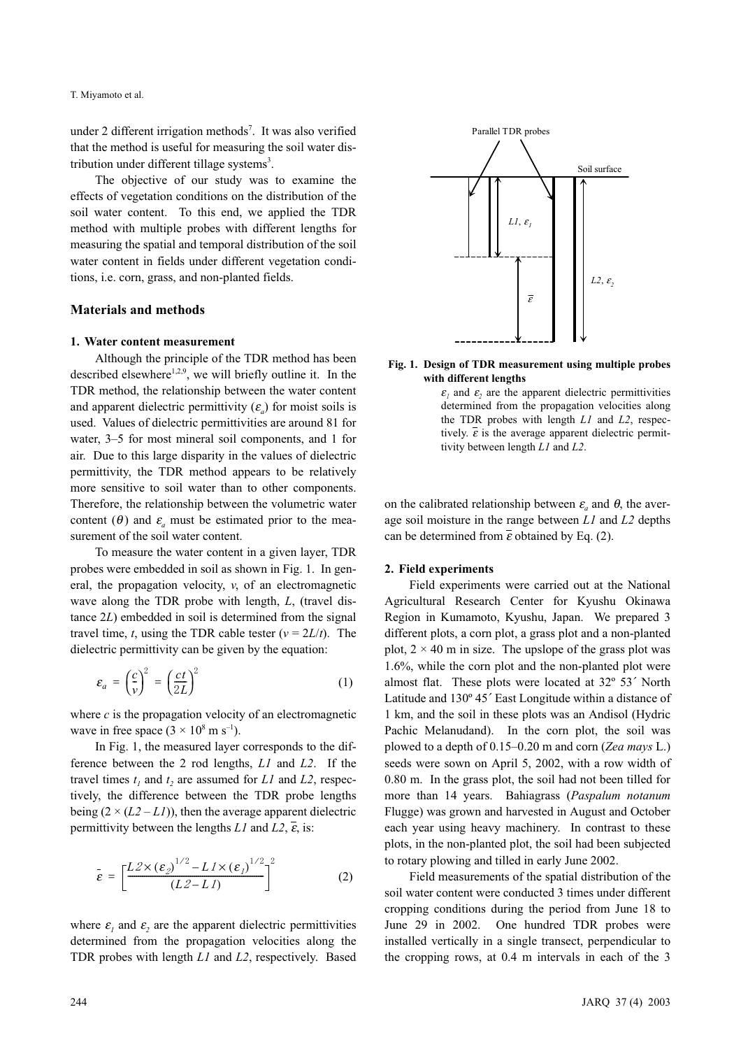under 2 different irrigation methods[7]. It was also verified that the method is useful for measuring the soil water distribution under different tillage systems[3].

The objective of our study was to examine the effects of vegetation conditions on the distribution of the soil water content. To this end, we applied the TDR method with multiple probes with different lengths for measuring the spatial and temporal distribution of the soil water content in fields under different vegetation conditions, i.e. corn, grass, and non-planted fields.

## Materials and methods

### 1. Water content measurement

Although the principle of the TDR method has been described elsewhere[1,2,9], we will briefly outline it. In the TDR method, the relationship between the water content and apparent dielectric permittivity ($\varepsilon_a$) for moist soils is used. Values of dielectric permittivities are around 81 for water, 3–5 for most mineral soil components, and 1 for air. Due to this large disparity in the values of dielectric permittivity, the TDR method appears to be relatively more sensitive to soil water than to other components. Therefore, the relationship between the volumetric water content ($\theta$) and $\varepsilon_a$ must be estimated prior to the measurement of the soil water content.

To measure the water content in a given layer, TDR probes were embedded in soil as shown in Fig. 1. In general, the propagation velocity, $v$, of an electromagnetic wave along the TDR probe with length, $L$, (travel distance $2L$) embedded in soil is determined from the signal travel time, $t$, using the TDR cable tester ($v = 2L/t$). The dielectric permittivity can be given by the equation:

$$\varepsilon_a = \left(\frac{c}{v}\right)^2 = \left(\frac{ct}{2L}\right)^2 \tag{1}$$

where $c$ is the propagation velocity of an electromagnetic wave in free space ($3 \times 10^8$ m s$^{-1}$).

In Fig. 1, the measured layer corresponds to the difference between the 2 rod lengths, $L1$ and $L2$. If the travel times $t_1$ and $t_2$ are assumed for $L1$ and $L2$, respectively, the difference between the TDR probe lengths being ($2 \times (L2 - L1)$), then the average apparent dielectric permittivity between the lengths $L1$ and $L2$, $\bar{\varepsilon}$, is:

$$\bar{\varepsilon} = \left[\frac{L2 \times (\varepsilon_2)^{1/2} - L1 \times (\varepsilon_1)^{1/2}}{(L2 - L1)}\right]^2 \tag{2}$$

where $\varepsilon_1$ and $\varepsilon_2$ are the apparent dielectric permittivities determined from the propagation velocities along the TDR probes with length $L1$ and $L2$, respectively. Based on the calibrated relationship between $\varepsilon_a$ and $\theta$, the average soil moisture in the range between $L1$ and $L2$ depths can be determined from $\bar{\varepsilon}$ obtained by Eq. (2).

**Fig. 1. Design of TDR measurement using multiple probes with different lengths**

$\varepsilon_1$ and $\varepsilon_2$ are the apparent dielectric permittivities determined from the propagation velocities along the TDR probes with length $L1$ and $L2$, respectively. $\bar{\varepsilon}$ is the average apparent dielectric permittivity between length $L1$ and $L2$.

### 2. Field experiments

Field experiments were carried out at the National Agricultural Research Center for Kyushu Okinawa Region in Kumamoto, Kyushu, Japan. We prepared 3 different plots, a corn plot, a grass plot and a non-planted plot, 2 × 40 m in size. The upslope of the grass plot was 1.6%, while the corn plot and the non-planted plot were almost flat. These plots were located at 32º 53´ North Latitude and 130º 45´ East Longitude within a distance of 1 km, and the soil in these plots was an Andisol (Hydric Pachic Melanudand). In the corn plot, the soil was plowed to a depth of 0.15–0.20 m and corn (*Zea mays* L.) seeds were sown on April 5, 2002, with a row width of 0.80 m. In the grass plot, the soil had not been tilled for more than 14 years. Bahiagrass (*Paspalum notanum* Flugge) was grown and harvested in August and October each year using heavy machinery. In contrast to these plots, in the non-planted plot, the soil had been subjected to rotary plowing and tilled in early June 2002.

Field measurements of the spatial distribution of the soil water content were conducted 3 times under different cropping conditions during the period from June 18 to June 29 in 2002. One hundred TDR probes were installed vertically in a single transect, perpendicular to the cropping rows, at 0.4 m intervals in each of the 3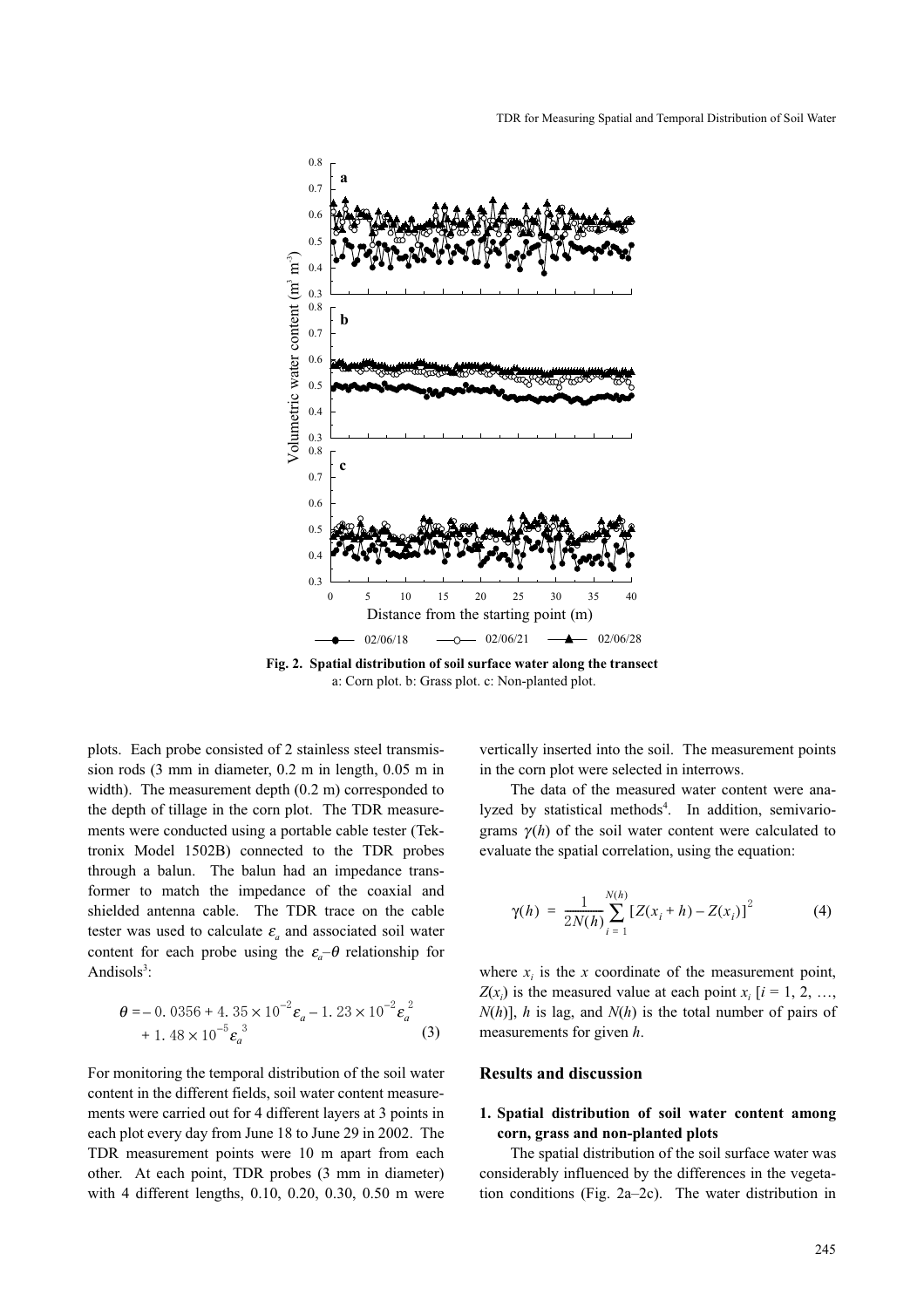**Fig. 2. Spatial distribution of soil surface water along the transect**
a: Corn plot. b: Grass plot. c: Non-planted plot.

plots. Each probe consisted of 2 stainless steel transmission rods (3 mm in diameter, 0.2 m in length, 0.05 m in width). The measurement depth (0.2 m) corresponded to the depth of tillage in the corn plot. The TDR measurements were conducted using a portable cable tester (Tektronix Model 1502B) connected to the TDR probes through a balun. The balun had an impedance transformer to match the impedance of the coaxial and shielded antenna cable. The TDR trace on the cable tester was used to calculate $\varepsilon_a$ and associated soil water content for each probe using the $\varepsilon_a$–$\theta$ relationship for Andisols[3]:

$$\theta = -0.0356 + 4.35 \times 10^{-2}\varepsilon_a - 1.23 \times 10^{-2}\varepsilon_a^{\,2} + 1.48 \times 10^{-5}\varepsilon_a^{\,3} \tag{3}$$

For monitoring the temporal distribution of the soil water content in the different fields, soil water content measurements were carried out for 4 different layers at 3 points in each plot every day from June 18 to June 29 in 2002. The TDR measurement points were 10 m apart from each other. At each point, TDR probes (3 mm in diameter) with 4 different lengths, 0.10, 0.20, 0.30, 0.50 m were vertically inserted into the soil. The measurement points in the corn plot were selected in interrows.

The data of the measured water content were analyzed by statistical methods[4]. In addition, semivariograms $\gamma(h)$ of the soil water content were calculated to evaluate the spatial correlation, using the equation:

$$\gamma(h) = \frac{1}{2N(h)}\sum_{i=1}^{N(h)}[Z(x_i + h) - Z(x_i)]^2 \tag{4}$$

where $x_i$ is the $x$ coordinate of the measurement point, $Z(x_i)$ is the measured value at each point $x_i$ [$i$ = 1, 2, …, $N(h)$], $h$ is lag, and $N(h)$ is the total number of pairs of measurements for given $h$.

## Results and discussion

### 1. Spatial distribution of soil water content among corn, grass and non-planted plots

The spatial distribution of the soil surface water was considerably influenced by the differences in the vegetation conditions (Fig. 2a–2c). The water distribution in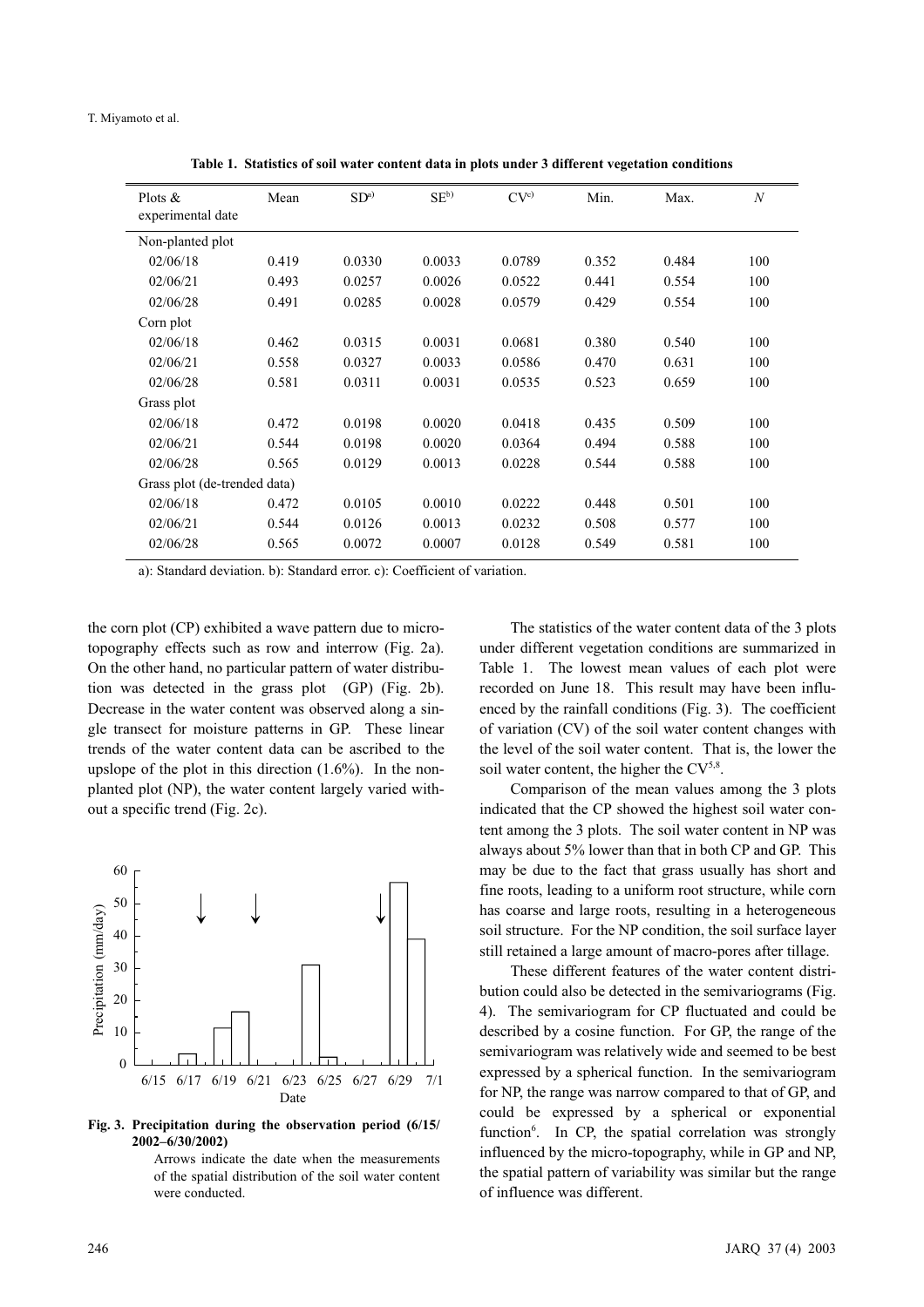**Table 1. Statistics of soil water content data in plots under 3 different vegetation conditions**

| Plots & experimental date | Mean | SD[a)] | SE[b)] | CV[c)] | Min. | Max. | *N* |
|---|---|---|---|---|---|---|---|
| Non-planted plot | | | | | | | |
| 02/06/18 | 0.419 | 0.0330 | 0.0033 | 0.0789 | 0.352 | 0.484 | 100 |
| 02/06/21 | 0.493 | 0.0257 | 0.0026 | 0.0522 | 0.441 | 0.554 | 100 |
| 02/06/28 | 0.491 | 0.0285 | 0.0028 | 0.0579 | 0.429 | 0.554 | 100 |
| Corn plot | | | | | | | |
| 02/06/18 | 0.462 | 0.0315 | 0.0031 | 0.0681 | 0.380 | 0.540 | 100 |
| 02/06/21 | 0.558 | 0.0327 | 0.0033 | 0.0586 | 0.470 | 0.631 | 100 |
| 02/06/28 | 0.581 | 0.0311 | 0.0031 | 0.0535 | 0.523 | 0.659 | 100 |
| Grass plot | | | | | | | |
| 02/06/18 | 0.472 | 0.0198 | 0.0020 | 0.0418 | 0.435 | 0.509 | 100 |
| 02/06/21 | 0.544 | 0.0198 | 0.0020 | 0.0364 | 0.494 | 0.588 | 100 |
| 02/06/28 | 0.565 | 0.0129 | 0.0013 | 0.0228 | 0.544 | 0.588 | 100 |
| Grass plot (de-trended data) | | | | | | | |
| 02/06/18 | 0.472 | 0.0105 | 0.0010 | 0.0222 | 0.448 | 0.501 | 100 |
| 02/06/21 | 0.544 | 0.0126 | 0.0013 | 0.0232 | 0.508 | 0.577 | 100 |
| 02/06/28 | 0.565 | 0.0072 | 0.0007 | 0.0128 | 0.549 | 0.581 | 100 |

a): Standard deviation. b): Standard error. c): Coefficient of variation.

the corn plot (CP) exhibited a wave pattern due to micro-topography effects such as row and interrow (Fig. 2a). On the other hand, no particular pattern of water distribution was detected in the grass plot (GP) (Fig. 2b). Decrease in the water content was observed along a single transect for moisture patterns in GP. These linear trends of the water content data can be ascribed to the upslope of the plot in this direction (1.6%). In the non-planted plot (NP), the water content largely varied without a specific trend (Fig. 2c).

**Fig. 3. Precipitation during the observation period (6/15/2002–6/30/2002)**

Arrows indicate the date when the measurements of the spatial distribution of the soil water content were conducted.

The statistics of the water content data of the 3 plots under different vegetation conditions are summarized in Table 1. The lowest mean values of each plot were recorded on June 18. This result may have been influenced by the rainfall conditions (Fig. 3). The coefficient of variation (CV) of the soil water content changes with the level of the soil water content. That is, the lower the soil water content, the higher the CV[5,8].

Comparison of the mean values among the 3 plots indicated that the CP showed the highest soil water content among the 3 plots. The soil water content in NP was always about 5% lower than that in both CP and GP. This may be due to the fact that grass usually has short and fine roots, leading to a uniform root structure, while corn has coarse and large roots, resulting in a heterogeneous soil structure. For the NP condition, the soil surface layer still retained a large amount of macro-pores after tillage.

These different features of the water content distribution could also be detected in the semivariograms (Fig. 4). The semivariogram for CP fluctuated and could be described by a cosine function. For GP, the range of the semivariogram was relatively wide and seemed to be best expressed by a spherical function. In the semivariogram for NP, the range was narrow compared to that of GP, and could be expressed by a spherical or exponential function[6]. In CP, the spatial correlation was strongly influenced by the micro-topography, while in GP and NP, the spatial pattern of variability was similar but the range of influence was different.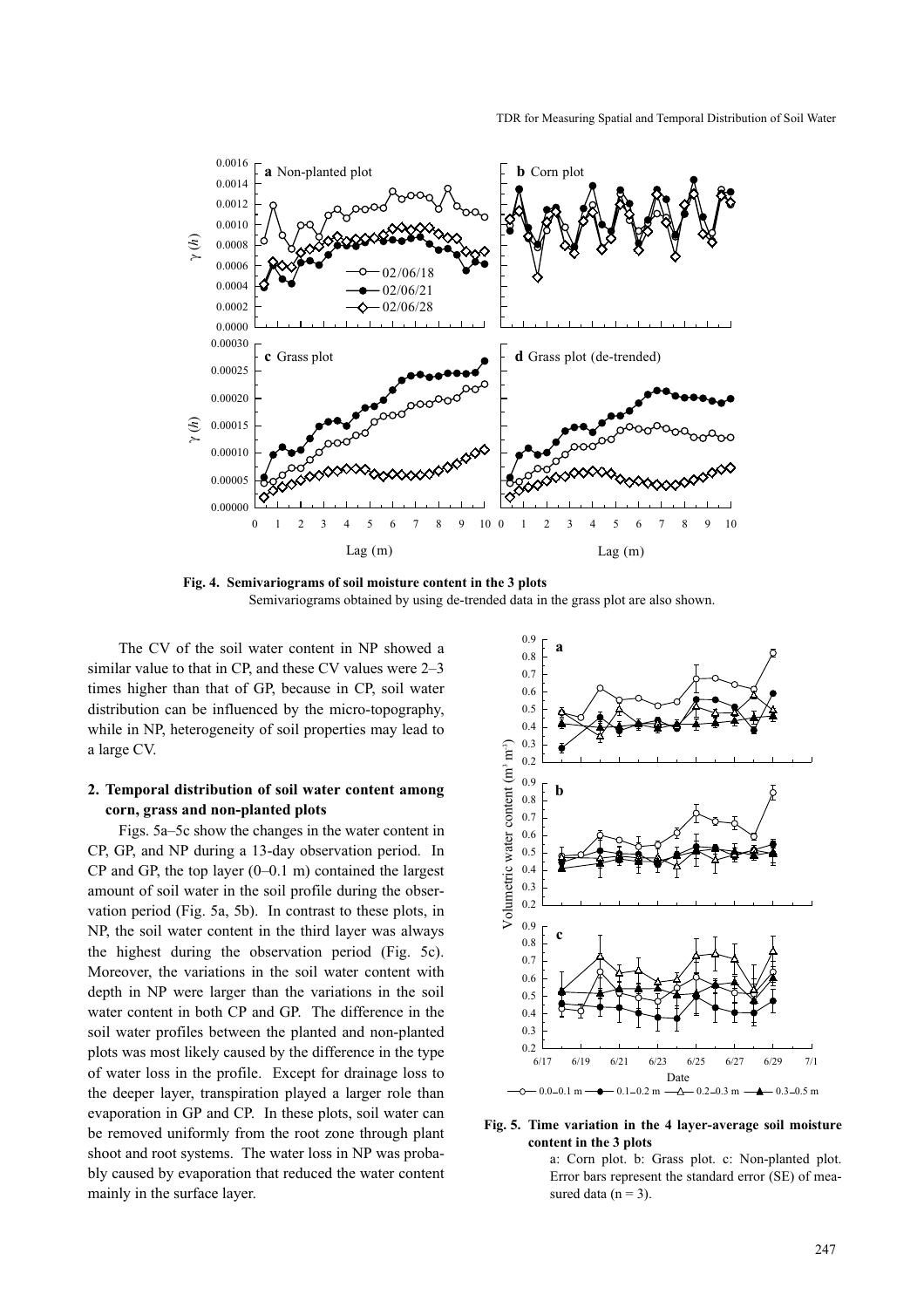Fig. 4. Semivariograms of soil moisture content in the 3 plots

Semivariograms obtained by using de-trended data in the grass plot are also shown.

The CV of the soil water content in NP showed a similar value to that in CP, and these CV values were 2–3 times higher than that of GP, because in CP, soil water distribution can be influenced by the micro-topography, while in NP, heterogeneity of soil properties may lead to a large CV.

## 2. Temporal distribution of soil water content among corn, grass and non-planted plots

Figs. 5a–5c show the changes in the water content in CP, GP, and NP during a 13-day observation period. In CP and GP, the top layer (0–0.1 m) contained the largest amount of soil water in the soil profile during the observation period (Fig. 5a, 5b). In contrast to these plots, in NP, the soil water content in the third layer was always the highest during the observation period (Fig. 5c). Moreover, the variations in the soil water content with depth in NP were larger than the variations in the soil water content in both CP and GP. The difference in the soil water profiles between the planted and non-planted plots was most likely caused by the difference in the type of water loss in the profile. Except for drainage loss to the deeper layer, transpiration played a larger role than evaporation in GP and CP. In these plots, soil water can be removed uniformly from the root zone through plant shoot and root systems. The water loss in NP was probably caused by evaporation that reduced the water content mainly in the surface layer.

Fig. 5. Time variation in the 4 layer-average soil moisture content in the 3 plots

a: Corn plot. b: Grass plot. c: Non-planted plot. Error bars represent the standard error (SE) of measured data (n = 3).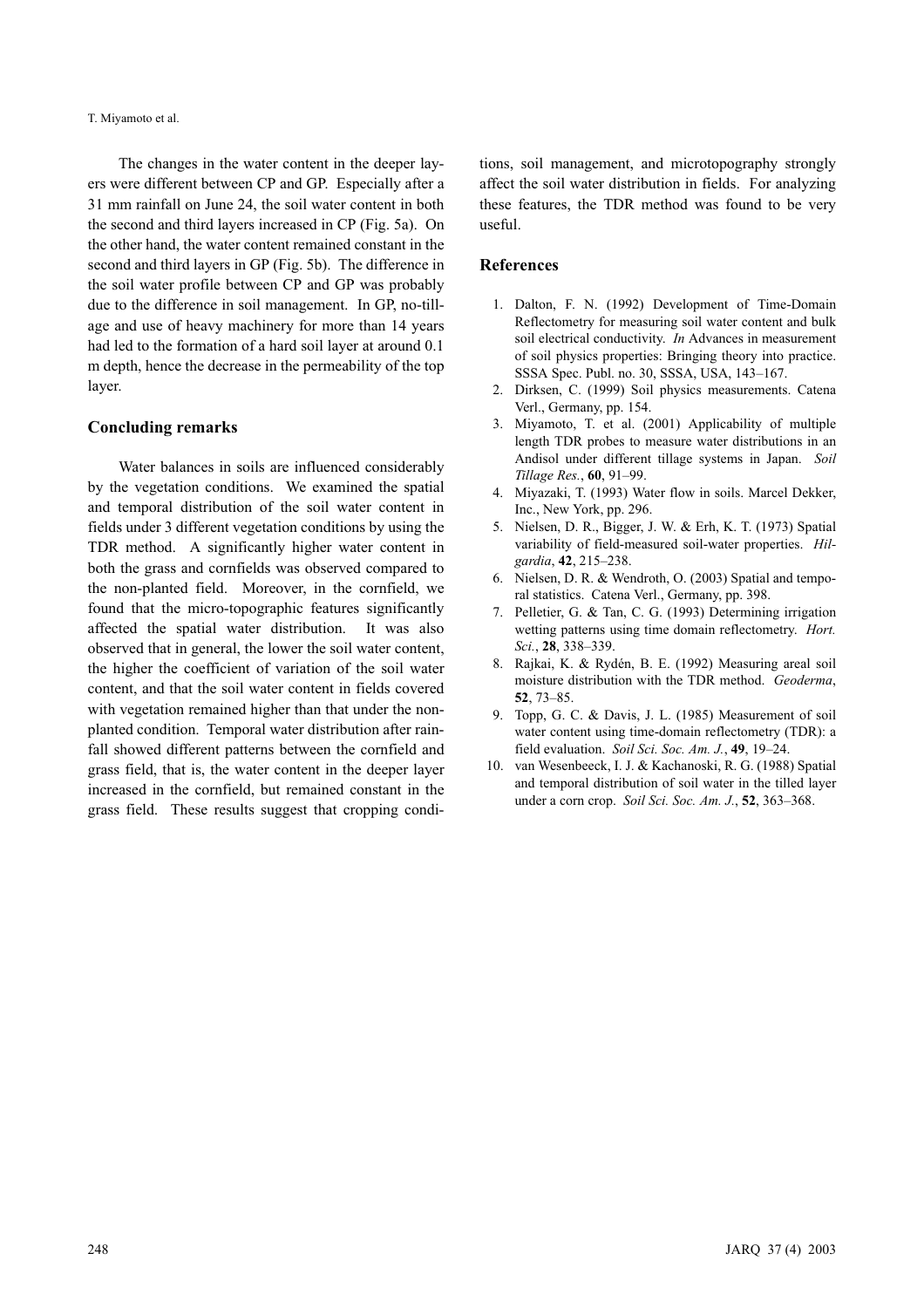The changes in the water content in the deeper layers were different between CP and GP. Especially after a 31 mm rainfall on June 24, the soil water content in both the second and third layers increased in CP (Fig. 5a). On the other hand, the water content remained constant in the second and third layers in GP (Fig. 5b). The difference in the soil water profile between CP and GP was probably due to the difference in soil management. In GP, no-tillage and use of heavy machinery for more than 14 years had led to the formation of a hard soil layer at around 0.1 m depth, hence the decrease in the permeability of the top layer.

## Concluding remarks

Water balances in soils are influenced considerably by the vegetation conditions. We examined the spatial and temporal distribution of the soil water content in fields under 3 different vegetation conditions by using the TDR method. A significantly higher water content in both the grass and cornfields was observed compared to the non-planted field. Moreover, in the cornfield, we found that the micro-topographic features significantly affected the spatial water distribution. It was also observed that in general, the lower the soil water content, the higher the coefficient of variation of the soil water content, and that the soil water content in fields covered with vegetation remained higher than that under the non-planted condition. Temporal water distribution after rainfall showed different patterns between the cornfield and grass field, that is, the water content in the deeper layer increased in the cornfield, but remained constant in the grass field. These results suggest that cropping conditions, soil management, and microtopography strongly affect the soil water distribution in fields. For analyzing these features, the TDR method was found to be very useful.

## References

1. Dalton, F. N. (1992) Development of Time-Domain Reflectometry for measuring soil water content and bulk soil electrical conductivity. *In* Advances in measurement of soil physics properties: Bringing theory into practice. SSSA Spec. Publ. no. 30, SSSA, USA, 143–167.
2. Dirksen, C. (1999) Soil physics measurements. Catena Verl., Germany, pp. 154.
3. Miyamoto, T. et al. (2001) Applicability of multiple length TDR probes to measure water distributions in an Andisol under different tillage systems in Japan. *Soil Tillage Res.*, **60**, 91–99.
4. Miyazaki, T. (1993) Water flow in soils. Marcel Dekker, Inc., New York, pp. 296.
5. Nielsen, D. R., Bigger, J. W. & Erh, K. T. (1973) Spatial variability of field-measured soil-water properties. *Hilgardia*, **42**, 215–238.
6. Nielsen, D. R. & Wendroth, O. (2003) Spatial and temporal statistics. Catena Verl., Germany, pp. 398.
7. Pelletier, G. & Tan, C. G. (1993) Determining irrigation wetting patterns using time domain reflectometry. *Hort. Sci.*, **28**, 338–339.
8. Rajkai, K. & Rydén, B. E. (1992) Measuring areal soil moisture distribution with the TDR method. *Geoderma*, **52**, 73–85.
9. Topp, G. C. & Davis, J. L. (1985) Measurement of soil water content using time-domain reflectometry (TDR): a field evaluation. *Soil Sci. Soc. Am. J.*, **49**, 19–24.
10. van Wesenbeeck, I. J. & Kachanoski, R. G. (1988) Spatial and temporal distribution of soil water in the tilled layer under a corn crop. *Soil Sci. Soc. Am. J.*, **52**, 363–368.